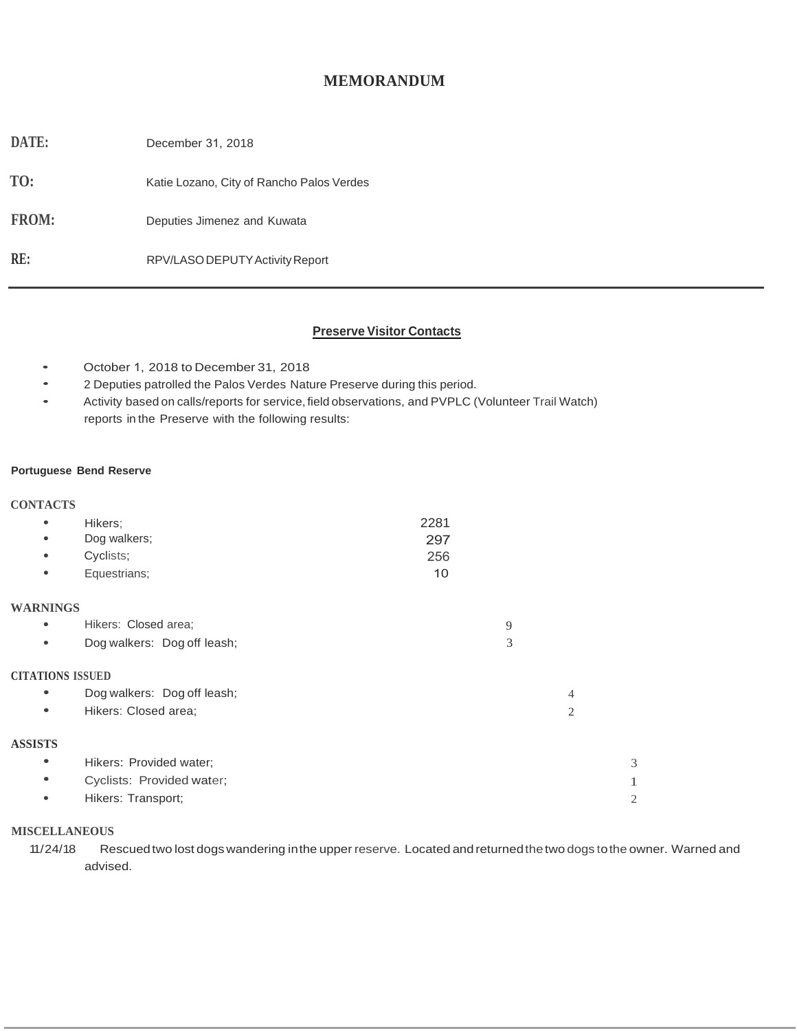# MEMORANDUM

**DATE:** December 31, 2018

**TO:** Katie Lozano, City of Rancho Palos Verdes

**FROM:** Deputies Jimenez and Kuwata

**RE:** RPV/LASO DEPUTY Activity Report

---

## Preserve Visitor Contacts

- October 1, 2018 to December 31, 2018
- 2 Deputies patrolled the Palos Verdes Nature Preserve during this period.
- Activity based on calls/reports for service, field observations, and PVPLC (Volunteer Trail Watch) reports in the Preserve with the following results:

**Portuguese Bend Reserve**

**CONTACTS**

- Hikers; 2281
- Dog walkers; 297
- Cyclists; 256
- Equestrians; 10

**WARNINGS**

- Hikers: Closed area; 9
- Dog walkers: Dog off leash; 3

**CITATIONS ISSUED**

- Dog walkers: Dog off leash; 4
- Hikers: Closed area; 2

**ASSISTS**

- Hikers: Provided water; 3
- Cyclists: Provided water; 1
- Hikers: Transport; 2

**MISCELLANEOUS**

11/24/18 Rescued two lost dogs wandering in the upper reserve. Located and returned the two dogs to the owner. Warned and advised.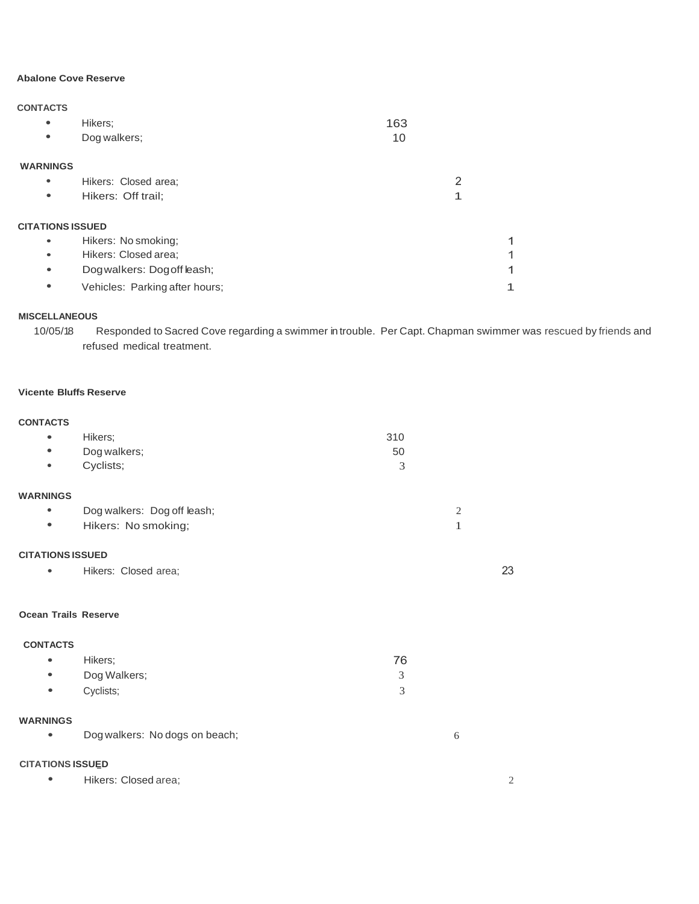**Abalone Cove Reserve**

**CONTACTS**

- Hikers; 163
- Dog walkers; 10

**WARNINGS**

- Hikers: Closed area; 2
- Hikers: Off trail; 1

**CITATIONS ISSUED**

- Hikers: No smoking; 1
- Hikers: Closed area; 1
- Dog walkers: Dog off leash; 1
- Vehicles: Parking after hours; 1

**MISCELLANEOUS**

10/05/18 Responded to Sacred Cove regarding a swimmer in trouble. Per Capt. Chapman swimmer was rescued by friends and refused medical treatment.

**Vicente Bluffs Reserve**

**CONTACTS**

- Hikers; 310
- Dog walkers; 50
- Cyclists; 3

**WARNINGS**

- Dog walkers: Dog off leash; 2
- Hikers: No smoking; 1

**CITATIONS ISSUED**

- Hikers: Closed area; 23

**Ocean Trails Reserve**

**CONTACTS**

- Hikers; 76
- Dog Walkers; 3
- Cyclists; 3

**WARNINGS**

- Dog walkers: No dogs on beach; 6

**CITATIONS ISSUED**

- Hikers: Closed area; 2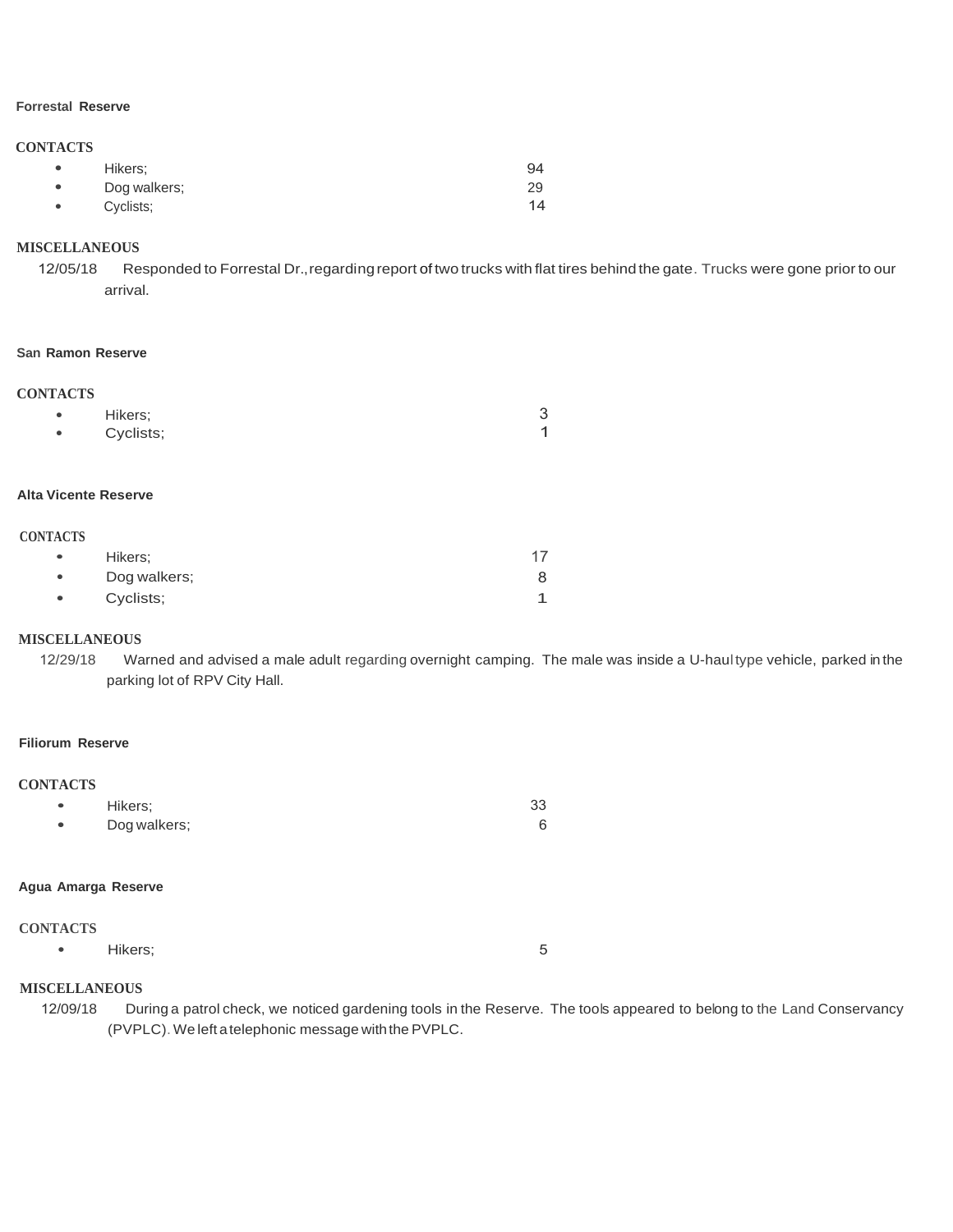## Forrestal Reserve

### CONTACTS

| | |
|---|---|
| • Hikers; | 94 |
| • Dog walkers; | 29 |
| • Cyclists; | 14 |

### MISCELLANEOUS

12/05/18 Responded to Forrestal Dr., regarding report of two trucks with flat tires behind the gate. Trucks were gone prior to our arrival.

## San Ramon Reserve

### CONTACTS

| | |
|---|---|
| • Hikers; | 3 |
| • Cyclists; | 1 |

## Alta Vicente Reserve

### CONTACTS

| | |
|---|---|
| • Hikers; | 17 |
| • Dog walkers; | 8 |
| • Cyclists; | 1 |

### MISCELLANEOUS

12/29/18 Warned and advised a male adult regarding overnight camping. The male was inside a U-haul type vehicle, parked in the parking lot of RPV City Hall.

## Filiorum Reserve

### CONTACTS

| | |
|---|---|
| • Hikers; | 33 |
| • Dog walkers; | 6 |

## Agua Amarga Reserve

### CONTACTS

| | |
|---|---|
| • Hikers; | 5 |

### MISCELLANEOUS

12/09/18 During a patrol check, we noticed gardening tools in the Reserve. The tools appeared to belong to the Land Conservancy (PVPLC). We left a telephonic message with the PVPLC.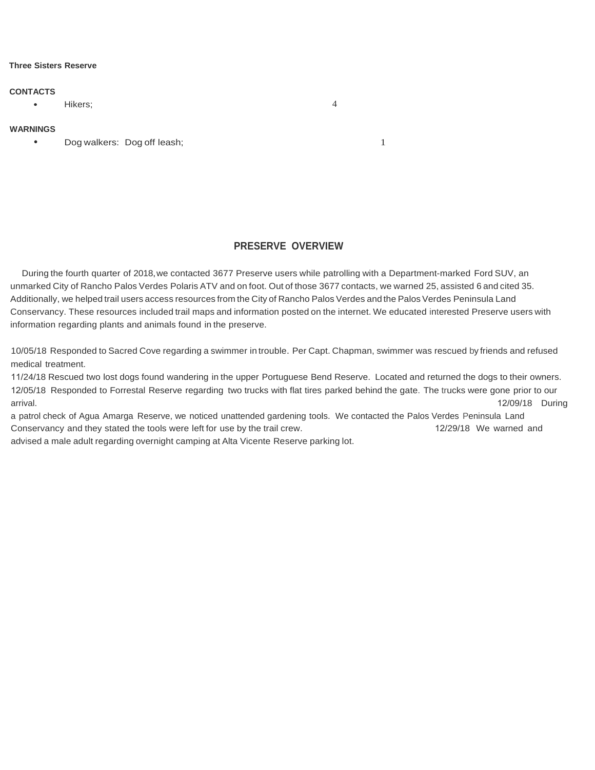**Three Sisters Reserve**

**CONTACTS**

- Hikers; 4

**WARNINGS**

- Dog walkers: Dog off leash; 1

## PRESERVE OVERVIEW

During the fourth quarter of 2018, we contacted 3677 Preserve users while patrolling with a Department-marked Ford SUV, an unmarked City of Rancho Palos Verdes Polaris ATV and on foot. Out of those 3677 contacts, we warned 25, assisted 6 and cited 35. Additionally, we helped trail users access resources from the City of Rancho Palos Verdes and the Palos Verdes Peninsula Land Conservancy. These resources included trail maps and information posted on the internet. We educated interested Preserve users with information regarding plants and animals found in the preserve.

10/05/18 Responded to Sacred Cove regarding a swimmer in trouble. Per Capt. Chapman, swimmer was rescued by friends and refused medical treatment.

11/24/18 Rescued two lost dogs found wandering in the upper Portuguese Bend Reserve. Located and returned the dogs to their owners.

12/05/18 Responded to Forrestal Reserve regarding two trucks with flat tires parked behind the gate. The trucks were gone prior to our arrival.

12/09/18 During a patrol check of Agua Amarga Reserve, we noticed unattended gardening tools. We contacted the Palos Verdes Peninsula Land Conservancy and they stated the tools were left for use by the trail crew.

12/29/18 We warned and advised a male adult regarding overnight camping at Alta Vicente Reserve parking lot.